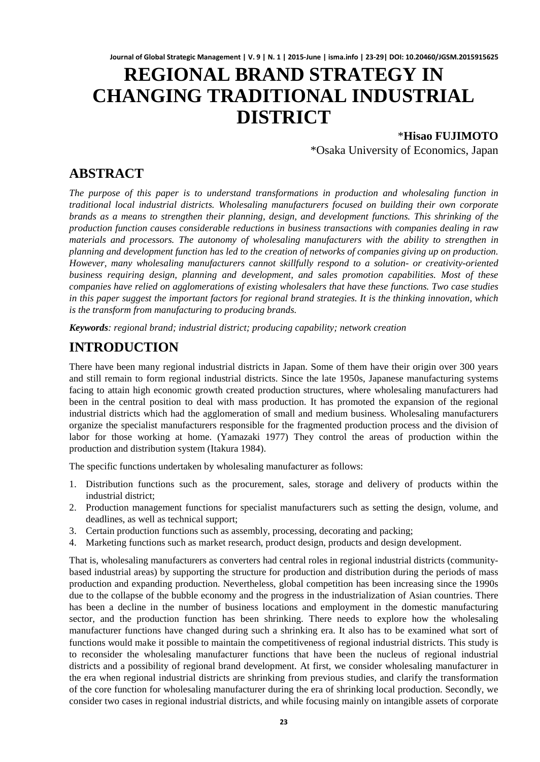# REGIONAL BRAND STRATEGY IN CHANGING TRADITIONAL INDUSTRIAL DISTRICT

*Hisao FUJIMOTO

*Osaka University of Economics, Japan

## ABSTRACT

*The purpose of this paper is to understand transformations in production and wholesaling function in traditional local industrial districts. Wholesaling manufacturers focused on building their own corporate brands as a means to strengthen their planning, design, and development functions. This shrinking of the production function causes considerable reductions in business transactions with companies dealing in raw materials and processors. The autonomy of wholesaling manufacturers with the ability to strengthen in planning and development function has led to the creation of networks of companies giving up on production. However, many wholesaling manufacturers cannot skillfully respond to a solution- or creativity-oriented business requiring design, planning and development, and sales promotion capabilities. Most of these companies have relied on agglomerations of existing wholesalers that have these functions. Two case studies in this paper suggest the important factors for regional brand strategies. It is the thinking innovation, which is the transform from manufacturing to producing brands.*

***Keywords**: regional brand; industrial district; producing capability; network creation*

## INTRODUCTION

There have been many regional industrial districts in Japan. Some of them have their origin over 300 years and still remain to form regional industrial districts. Since the late 1950s, Japanese manufacturing systems facing to attain high economic growth created production structures, where wholesaling manufacturers had been in the central position to deal with mass production. It has promoted the expansion of the regional industrial districts which had the agglomeration of small and medium business. Wholesaling manufacturers organize the specialist manufacturers responsible for the fragmented production process and the division of labor for those working at home. (Yamazaki 1977) They control the areas of production within the production and distribution system (Itakura 1984).

The specific functions undertaken by wholesaling manufacturer as follows:

1. Distribution functions such as the procurement, sales, storage and delivery of products within the industrial district;
2. Production management functions for specialist manufacturers such as setting the design, volume, and deadlines, as well as technical support;
3. Certain production functions such as assembly, processing, decorating and packing;
4. Marketing functions such as market research, product design, products and design development.

That is, wholesaling manufacturers as converters had central roles in regional industrial districts (community-based industrial areas) by supporting the structure for production and distribution during the periods of mass production and expanding production. Nevertheless, global competition has been increasing since the 1990s due to the collapse of the bubble economy and the progress in the industrialization of Asian countries. There has been a decline in the number of business locations and employment in the domestic manufacturing sector, and the production function has been shrinking. There needs to explore how the wholesaling manufacturer functions have changed during such a shrinking era. It also has to be examined what sort of functions would make it possible to maintain the competitiveness of regional industrial districts. This study is to reconsider the wholesaling manufacturer functions that have been the nucleus of regional industrial districts and a possibility of regional brand development. At first, we consider wholesaling manufacturer in the era when regional industrial districts are shrinking from previous studies, and clarify the transformation of the core function for wholesaling manufacturer during the era of shrinking local production. Secondly, we consider two cases in regional industrial districts, and while focusing mainly on intangible assets of corporate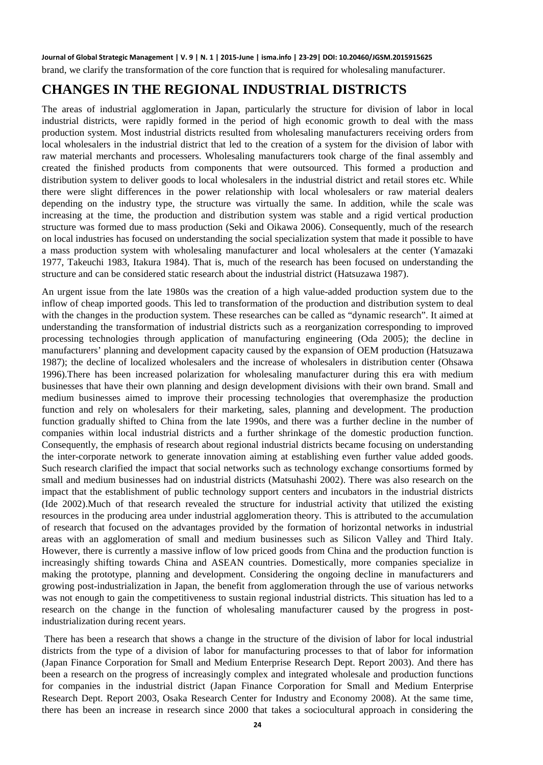brand, we clarify the transformation of the core function that is required for wholesaling manufacturer.

## CHANGES IN THE REGIONAL INDUSTRIAL DISTRICTS

The areas of industrial agglomeration in Japan, particularly the structure for division of labor in local industrial districts, were rapidly formed in the period of high economic growth to deal with the mass production system. Most industrial districts resulted from wholesaling manufacturers receiving orders from local wholesalers in the industrial district that led to the creation of a system for the division of labor with raw material merchants and processers. Wholesaling manufacturers took charge of the final assembly and created the finished products from components that were outsourced. This formed a production and distribution system to deliver goods to local wholesalers in the industrial district and retail stores etc. While there were slight differences in the power relationship with local wholesalers or raw material dealers depending on the industry type, the structure was virtually the same. In addition, while the scale was increasing at the time, the production and distribution system was stable and a rigid vertical production structure was formed due to mass production (Seki and Oikawa 2006). Consequently, much of the research on local industries has focused on understanding the social specialization system that made it possible to have a mass production system with wholesaling manufacturer and local wholesalers at the center (Yamazaki 1977, Takeuchi 1983, Itakura 1984). That is, much of the research has been focused on understanding the structure and can be considered static research about the industrial district (Hatsuzawa 1987).

An urgent issue from the late 1980s was the creation of a high value-added production system due to the inflow of cheap imported goods. This led to transformation of the production and distribution system to deal with the changes in the production system. These researches can be called as "dynamic research". It aimed at understanding the transformation of industrial districts such as a reorganization corresponding to improved processing technologies through application of manufacturing engineering (Oda 2005); the decline in manufacturers' planning and development capacity caused by the expansion of OEM production (Hatsuzawa 1987); the decline of localized wholesalers and the increase of wholesalers in distribution center (Ohsawa 1996).There has been increased polarization for wholesaling manufacturer during this era with medium businesses that have their own planning and design development divisions with their own brand. Small and medium businesses aimed to improve their processing technologies that overemphasize the production function and rely on wholesalers for their marketing, sales, planning and development. The production function gradually shifted to China from the late 1990s, and there was a further decline in the number of companies within local industrial districts and a further shrinkage of the domestic production function. Consequently, the emphasis of research about regional industrial districts became focusing on understanding the inter-corporate network to generate innovation aiming at establishing even further value added goods. Such research clarified the impact that social networks such as technology exchange consortiums formed by small and medium businesses had on industrial districts (Matsuhashi 2002). There was also research on the impact that the establishment of public technology support centers and incubators in the industrial districts (Ide 2002).Much of that research revealed the structure for industrial activity that utilized the existing resources in the producing area under industrial agglomeration theory. This is attributed to the accumulation of research that focused on the advantages provided by the formation of horizontal networks in industrial areas with an agglomeration of small and medium businesses such as Silicon Valley and Third Italy. However, there is currently a massive inflow of low priced goods from China and the production function is increasingly shifting towards China and ASEAN countries. Domestically, more companies specialize in making the prototype, planning and development. Considering the ongoing decline in manufacturers and growing post-industrialization in Japan, the benefit from agglomeration through the use of various networks was not enough to gain the competitiveness to sustain regional industrial districts. This situation has led to a research on the change in the function of wholesaling manufacturer caused by the progress in post-industrialization during recent years.

There has been a research that shows a change in the structure of the division of labor for local industrial districts from the type of a division of labor for manufacturing processes to that of labor for information (Japan Finance Corporation for Small and Medium Enterprise Research Dept. Report 2003). And there has been a research on the progress of increasingly complex and integrated wholesale and production functions for companies in the industrial district (Japan Finance Corporation for Small and Medium Enterprise Research Dept. Report 2003, Osaka Research Center for Industry and Economy 2008). At the same time, there has been an increase in research since 2000 that takes a sociocultural approach in considering the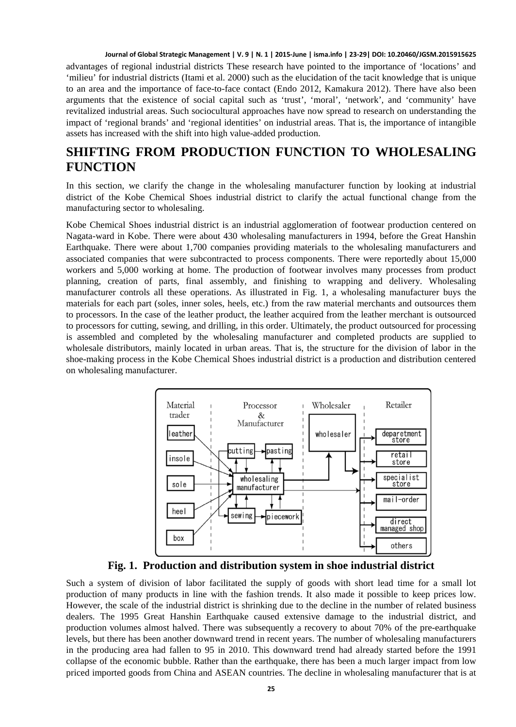advantages of regional industrial districts These research have pointed to the importance of 'locations' and 'milieu' for industrial districts (Itami et al. 2000) such as the elucidation of the tacit knowledge that is unique to an area and the importance of face-to-face contact (Endo 2012, Kamakura 2012). There have also been arguments that the existence of social capital such as 'trust', 'moral', 'network', and 'community' have revitalized industrial areas. Such sociocultural approaches have now spread to research on understanding the impact of 'regional brands' and 'regional identities' on industrial areas. That is, the importance of intangible assets has increased with the shift into high value-added production.

## SHIFTING FROM PRODUCTION FUNCTION TO WHOLESALING FUNCTION

In this section, we clarify the change in the wholesaling manufacturer function by looking at industrial district of the Kobe Chemical Shoes industrial district to clarify the actual functional change from the manufacturing sector to wholesaling.

Kobe Chemical Shoes industrial district is an industrial agglomeration of footwear production centered on Nagata-ward in Kobe. There were about 430 wholesaling manufacturers in 1994, before the Great Hanshin Earthquake. There were about 1,700 companies providing materials to the wholesaling manufacturers and associated companies that were subcontracted to process components. There were reportedly about 15,000 workers and 5,000 working at home. The production of footwear involves many processes from product planning, creation of parts, final assembly, and finishing to wrapping and delivery. Wholesaling manufacturer controls all these operations. As illustrated in Fig. 1, a wholesaling manufacturer buys the materials for each part (soles, inner soles, heels, etc.) from the raw material merchants and outsources them to processors. In the case of the leather product, the leather acquired from the leather merchant is outsourced to processors for cutting, sewing, and drilling, in this order. Ultimately, the product outsourced for processing is assembled and completed by the wholesaling manufacturer and completed products are supplied to wholesale distributors, mainly located in urban areas. That is, the structure for the division of labor in the shoe-making process in the Kobe Chemical Shoes industrial district is a production and distribution centered on wholesaling manufacturer.

**Fig. 1. Production and distribution system in shoe industrial district**

Such a system of division of labor facilitated the supply of goods with short lead time for a small lot production of many products in line with the fashion trends. It also made it possible to keep prices low. However, the scale of the industrial district is shrinking due to the decline in the number of related business dealers. The 1995 Great Hanshin Earthquake caused extensive damage to the industrial district, and production volumes almost halved. There was subsequently a recovery to about 70% of the pre-earthquake levels, but there has been another downward trend in recent years. The number of wholesaling manufacturers in the producing area had fallen to 95 in 2010. This downward trend had already started before the 1991 collapse of the economic bubble. Rather than the earthquake, there has been a much larger impact from low priced imported goods from China and ASEAN countries. The decline in wholesaling manufacturer that is at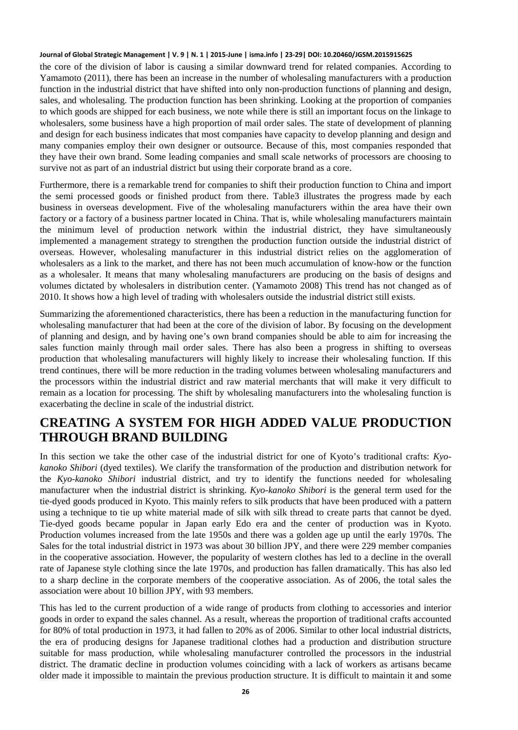the core of the division of labor is causing a similar downward trend for related companies. According to Yamamoto (2011), there has been an increase in the number of wholesaling manufacturers with a production function in the industrial district that have shifted into only non-production functions of planning and design, sales, and wholesaling. The production function has been shrinking. Looking at the proportion of companies to which goods are shipped for each business, we note while there is still an important focus on the linkage to wholesalers, some business have a high proportion of mail order sales. The state of development of planning and design for each business indicates that most companies have capacity to develop planning and design and many companies employ their own designer or outsource. Because of this, most companies responded that they have their own brand. Some leading companies and small scale networks of processors are choosing to survive not as part of an industrial district but using their corporate brand as a core.

Furthermore, there is a remarkable trend for companies to shift their production function to China and import the semi processed goods or finished product from there. Table3 illustrates the progress made by each business in overseas development. Five of the wholesaling manufacturers within the area have their own factory or a factory of a business partner located in China. That is, while wholesaling manufacturers maintain the minimum level of production network within the industrial district, they have simultaneously implemented a management strategy to strengthen the production function outside the industrial district of overseas. However, wholesaling manufacturer in this industrial district relies on the agglomeration of wholesalers as a link to the market, and there has not been much accumulation of know-how or the function as a wholesaler. It means that many wholesaling manufacturers are producing on the basis of designs and volumes dictated by wholesalers in distribution center. (Yamamoto 2008) This trend has not changed as of 2010. It shows how a high level of trading with wholesalers outside the industrial district still exists.

Summarizing the aforementioned characteristics, there has been a reduction in the manufacturing function for wholesaling manufacturer that had been at the core of the division of labor. By focusing on the development of planning and design, and by having one's own brand companies should be able to aim for increasing the sales function mainly through mail order sales. There has also been a progress in shifting to overseas production that wholesaling manufacturers will highly likely to increase their wholesaling function. If this trend continues, there will be more reduction in the trading volumes between wholesaling manufacturers and the processors within the industrial district and raw material merchants that will make it very difficult to remain as a location for processing. The shift by wholesaling manufacturers into the wholesaling function is exacerbating the decline in scale of the industrial district.

## CREATING A SYSTEM FOR HIGH ADDED VALUE PRODUCTION THROUGH BRAND BUILDING

In this section we take the other case of the industrial district for one of Kyoto's traditional crafts: *Kyo-kanoko Shibori* (dyed textiles). We clarify the transformation of the production and distribution network for the *Kyo-kanoko Shibori* industrial district, and try to identify the functions needed for wholesaling manufacturer when the industrial district is shrinking. *Kyo-kanoko Shibori* is the general term used for the tie-dyed goods produced in Kyoto. This mainly refers to silk products that have been produced with a pattern using a technique to tie up white material made of silk with silk thread to create parts that cannot be dyed. Tie-dyed goods became popular in Japan early Edo era and the center of production was in Kyoto. Production volumes increased from the late 1950s and there was a golden age up until the early 1970s. The Sales for the total industrial district in 1973 was about 30 billion JPY, and there were 229 member companies in the cooperative association. However, the popularity of western clothes has led to a decline in the overall rate of Japanese style clothing since the late 1970s, and production has fallen dramatically. This has also led to a sharp decline in the corporate members of the cooperative association. As of 2006, the total sales the association were about 10 billion JPY, with 93 members.

This has led to the current production of a wide range of products from clothing to accessories and interior goods in order to expand the sales channel. As a result, whereas the proportion of traditional crafts accounted for 80% of total production in 1973, it had fallen to 20% as of 2006. Similar to other local industrial districts, the era of producing designs for Japanese traditional clothes had a production and distribution structure suitable for mass production, while wholesaling manufacturer controlled the processors in the industrial district. The dramatic decline in production volumes coinciding with a lack of workers as artisans became older made it impossible to maintain the previous production structure. It is difficult to maintain it and some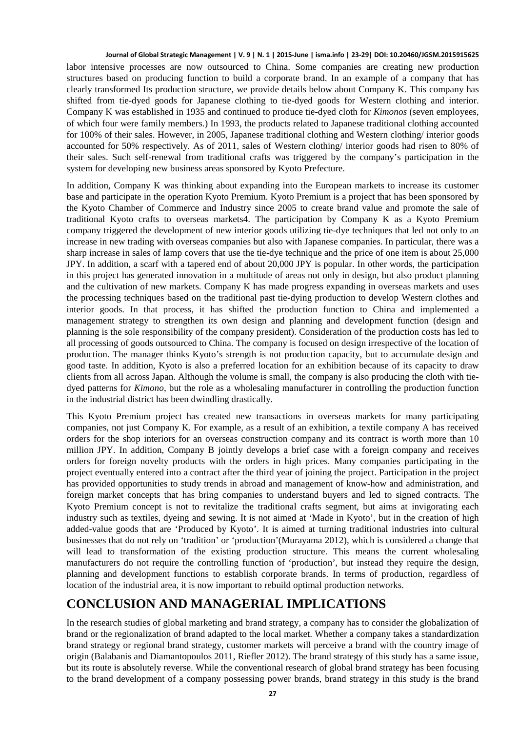labor intensive processes are now outsourced to China. Some companies are creating new production structures based on producing function to build a corporate brand. In an example of a company that has clearly transformed Its production structure, we provide details below about Company K. This company has shifted from tie-dyed goods for Japanese clothing to tie-dyed goods for Western clothing and interior. Company K was established in 1935 and continued to produce tie-dyed cloth for *Kimonos* (seven employees, of which four were family members.) In 1993, the products related to Japanese traditional clothing accounted for 100% of their sales. However, in 2005, Japanese traditional clothing and Western clothing/ interior goods accounted for 50% respectively. As of 2011, sales of Western clothing/ interior goods had risen to 80% of their sales. Such self-renewal from traditional crafts was triggered by the company's participation in the system for developing new business areas sponsored by Kyoto Prefecture.

In addition, Company K was thinking about expanding into the European markets to increase its customer base and participate in the operation Kyoto Premium. Kyoto Premium is a project that has been sponsored by the Kyoto Chamber of Commerce and Industry since 2005 to create brand value and promote the sale of traditional Kyoto crafts to overseas markets4. The participation by Company K as a Kyoto Premium company triggered the development of new interior goods utilizing tie-dye techniques that led not only to an increase in new trading with overseas companies but also with Japanese companies. In particular, there was a sharp increase in sales of lamp covers that use the tie-dye technique and the price of one item is about 25,000 JPY. In addition, a scarf with a tapered end of about 20,000 JPY is popular. In other words, the participation in this project has generated innovation in a multitude of areas not only in design, but also product planning and the cultivation of new markets. Company K has made progress expanding in overseas markets and uses the processing techniques based on the traditional past tie-dying production to develop Western clothes and interior goods. In that process, it has shifted the production function to China and implemented a management strategy to strengthen its own design and planning and development function (design and planning is the sole responsibility of the company president). Consideration of the production costs has led to all processing of goods outsourced to China. The company is focused on design irrespective of the location of production. The manager thinks Kyoto's strength is not production capacity, but to accumulate design and good taste. In addition, Kyoto is also a preferred location for an exhibition because of its capacity to draw clients from all across Japan. Although the volume is small, the company is also producing the cloth with tie-dyed patterns for *Kimono*, but the role as a wholesaling manufacturer in controlling the production function in the industrial district has been dwindling drastically.

This Kyoto Premium project has created new transactions in overseas markets for many participating companies, not just Company K. For example, as a result of an exhibition, a textile company A has received orders for the shop interiors for an overseas construction company and its contract is worth more than 10 million JPY. In addition, Company B jointly develops a brief case with a foreign company and receives orders for foreign novelty products with the orders in high prices. Many companies participating in the project eventually entered into a contract after the third year of joining the project. Participation in the project has provided opportunities to study trends in abroad and management of know-how and administration, and foreign market concepts that has bring companies to understand buyers and led to signed contracts. The Kyoto Premium concept is not to revitalize the traditional crafts segment, but aims at invigorating each industry such as textiles, dyeing and sewing. It is not aimed at 'Made in Kyoto', but in the creation of high added-value goods that are 'Produced by Kyoto'. It is aimed at turning traditional industries into cultural businesses that do not rely on 'tradition' or 'production'(Murayama 2012), which is considered a change that will lead to transformation of the existing production structure. This means the current wholesaling manufacturers do not require the controlling function of 'production', but instead they require the design, planning and development functions to establish corporate brands. In terms of production, regardless of location of the industrial area, it is now important to rebuild optimal production networks.

## CONCLUSION AND MANAGERIAL IMPLICATIONS

In the research studies of global marketing and brand strategy, a company has to consider the globalization of brand or the regionalization of brand adapted to the local market. Whether a company takes a standardization brand strategy or regional brand strategy, customer markets will perceive a brand with the country image of origin (Balabanis and Diamantopoulos 2011, Riefler 2012). The brand strategy of this study has a same issue, but its route is absolutely reverse. While the conventional research of global brand strategy has been focusing to the brand development of a company possessing power brands, brand strategy in this study is the brand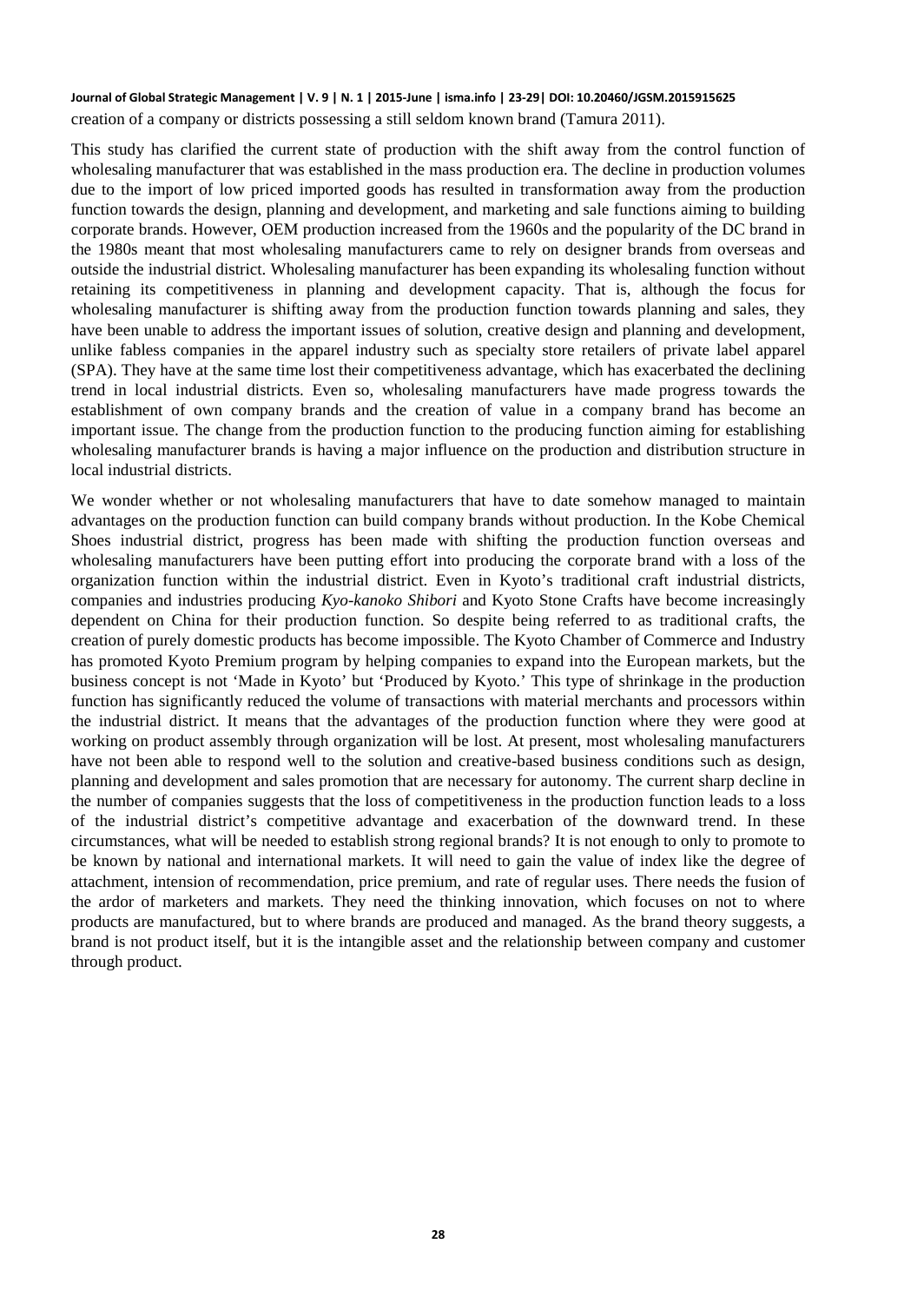creation of a company or districts possessing a still seldom known brand (Tamura 2011).

This study has clarified the current state of production with the shift away from the control function of wholesaling manufacturer that was established in the mass production era. The decline in production volumes due to the import of low priced imported goods has resulted in transformation away from the production function towards the design, planning and development, and marketing and sale functions aiming to building corporate brands. However, OEM production increased from the 1960s and the popularity of the DC brand in the 1980s meant that most wholesaling manufacturers came to rely on designer brands from overseas and outside the industrial district. Wholesaling manufacturer has been expanding its wholesaling function without retaining its competitiveness in planning and development capacity. That is, although the focus for wholesaling manufacturer is shifting away from the production function towards planning and sales, they have been unable to address the important issues of solution, creative design and planning and development, unlike fabless companies in the apparel industry such as specialty store retailers of private label apparel (SPA). They have at the same time lost their competitiveness advantage, which has exacerbated the declining trend in local industrial districts. Even so, wholesaling manufacturers have made progress towards the establishment of own company brands and the creation of value in a company brand has become an important issue. The change from the production function to the producing function aiming for establishing wholesaling manufacturer brands is having a major influence on the production and distribution structure in local industrial districts.

We wonder whether or not wholesaling manufacturers that have to date somehow managed to maintain advantages on the production function can build company brands without production. In the Kobe Chemical Shoes industrial district, progress has been made with shifting the production function overseas and wholesaling manufacturers have been putting effort into producing the corporate brand with a loss of the organization function within the industrial district. Even in Kyoto's traditional craft industrial districts, companies and industries producing *Kyo-kanoko Shibori* and Kyoto Stone Crafts have become increasingly dependent on China for their production function. So despite being referred to as traditional crafts, the creation of purely domestic products has become impossible. The Kyoto Chamber of Commerce and Industry has promoted Kyoto Premium program by helping companies to expand into the European markets, but the business concept is not 'Made in Kyoto' but 'Produced by Kyoto.' This type of shrinkage in the production function has significantly reduced the volume of transactions with material merchants and processors within the industrial district. It means that the advantages of the production function where they were good at working on product assembly through organization will be lost. At present, most wholesaling manufacturers have not been able to respond well to the solution and creative-based business conditions such as design, planning and development and sales promotion that are necessary for autonomy. The current sharp decline in the number of companies suggests that the loss of competitiveness in the production function leads to a loss of the industrial district's competitive advantage and exacerbation of the downward trend. In these circumstances, what will be needed to establish strong regional brands? It is not enough to only to promote to be known by national and international markets. It will need to gain the value of index like the degree of attachment, intension of recommendation, price premium, and rate of regular uses. There needs the fusion of the ardor of marketers and markets. They need the thinking innovation, which focuses on not to where products are manufactured, but to where brands are produced and managed. As the brand theory suggests, a brand is not product itself, but it is the intangible asset and the relationship between company and customer through product.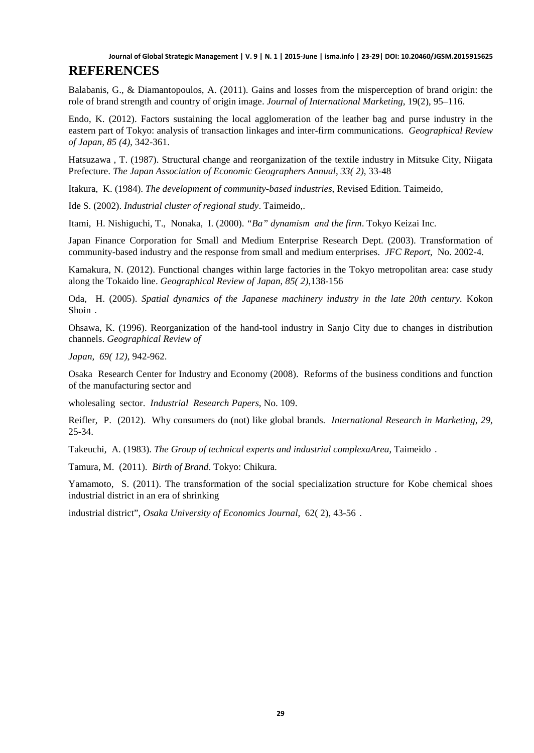## REFERENCES

Balabanis, G., & Diamantopoulos, A. (2011). Gains and losses from the misperception of brand origin: the role of brand strength and country of origin image. *Journal of International Marketing*, 19(2), 95–116.

Endo, K. (2012). Factors sustaining the local agglomeration of the leather bag and purse industry in the eastern part of Tokyo: analysis of transaction linkages and inter-firm communications. *Geographical Review of Japan, 85 (4)*, 342-361.

Hatsuzawa , T. (1987). Structural change and reorganization of the textile industry in Mitsuke City, Niigata Prefecture. *The Japan Association of Economic Geographers Annual, 33( 2)*, 33-48

Itakura, K. (1984). *The development of community-based industries,* Revised Edition. Taimeido,

Ide S. (2002). *Industrial cluster of regional study*. Taimeido,.

Itami, H. Nishiguchi, T., Nonaka, I. (2000). *"Ba" dynamism and the firm*. Tokyo Keizai Inc.

Japan Finance Corporation for Small and Medium Enterprise Research Dept. (2003). Transformation of community-based industry and the response from small and medium enterprises. *JFC Report*, No. 2002-4.

Kamakura, N. (2012). Functional changes within large factories in the Tokyo metropolitan area: case study along the Tokaido line. *Geographical Review of Japan, 85( 2)*,138-156

Oda, H. (2005). *Spatial dynamics of the Japanese machinery industry in the late 20th century.* Kokon Shoin .

Ohsawa, K. (1996). Reorganization of the hand-tool industry in Sanjo City due to changes in distribution channels. *Geographical Review of*

*Japan*, *69( 12)*, 942-962.

Osaka Research Center for Industry and Economy (2008). Reforms of the business conditions and function of the manufacturing sector and

wholesaling sector. *Industrial Research Papers*, No. 109.

Reifler, P. (2012). Why consumers do (not) like global brands. *International Research in Marketing*, *29*, 25-34.

Takeuchi, A. (1983). *The Group of technical experts and industrial complexaArea*, Taimeido .

Tamura, M. (2011). *Birth of Brand*. Tokyo: Chikura.

Yamamoto, S. (2011). The transformation of the social specialization structure for Kobe chemical shoes industrial district in an era of shrinking

industrial district", *Osaka University of Economics Journal*, 62( 2), 43-56 .